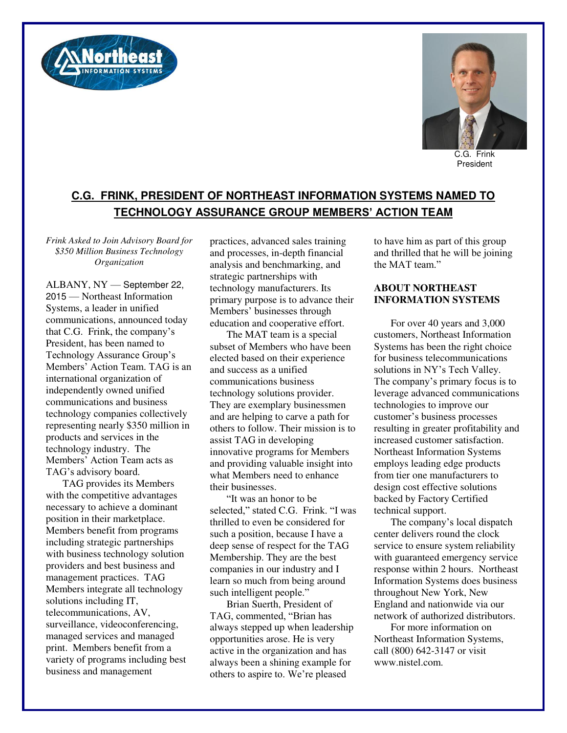C.G. Frink
President

# C.G. FRINK, PRESIDENT OF NORTHEAST INFORMATION SYSTEMS NAMED TO TECHNOLOGY ASSURANCE GROUP MEMBERS' ACTION TEAM

*Frink Asked to Join Advisory Board for $350 Million Business Technology Organization*

ALBANY, NY — September 22, 2015 — Northeast Information Systems, a leader in unified communications, announced today that C.G. Frink, the company's President, has been named to Technology Assurance Group's Members' Action Team. TAG is an international organization of independently owned unified communications and business technology companies collectively representing nearly $350 million in products and services in the technology industry. The Members' Action Team acts as TAG's advisory board.

TAG provides its Members with the competitive advantages necessary to achieve a dominant position in their marketplace. Members benefit from programs including strategic partnerships with business technology solution providers and best business and management practices. TAG Members integrate all technology solutions including IT, telecommunications, AV, surveillance, videoconferencing, managed services and managed print. Members benefit from a variety of programs including best business and management practices, advanced sales training and processes, in-depth financial analysis and benchmarking, and strategic partnerships with technology manufacturers. Its primary purpose is to advance their Members' businesses through education and cooperative effort.

The MAT team is a special subset of Members who have been elected based on their experience and success as a unified communications business technology solutions provider. They are exemplary businessmen and are helping to carve a path for others to follow. Their mission is to assist TAG in developing innovative programs for Members and providing valuable insight into what Members need to enhance their businesses.

"It was an honor to be selected," stated C.G. Frink. "I was thrilled to even be considered for such a position, because I have a deep sense of respect for the TAG Membership. They are the best companies in our industry and I learn so much from being around such intelligent people."

Brian Suerth, President of TAG, commented, "Brian has always stepped up when leadership opportunities arose. He is very active in the organization and has always been a shining example for others to aspire to. We're pleased to have him as part of this group and thrilled that he will be joining the MAT team."

## ABOUT NORTHEAST INFORMATION SYSTEMS

For over 40 years and 3,000 customers, Northeast Information Systems has been the right choice for business telecommunications solutions in NY's Tech Valley. The company's primary focus is to leverage advanced communications technologies to improve our customer's business processes resulting in greater profitability and increased customer satisfaction. Northeast Information Systems employs leading edge products from tier one manufacturers to design cost effective solutions backed by Factory Certified technical support.

The company's local dispatch center delivers round the clock service to ensure system reliability with guaranteed emergency service response within 2 hours. Northeast Information Systems does business throughout New York, New England and nationwide via our network of authorized distributors.

For more information on Northeast Information Systems, call (800) 642-3147 or visit www.nistel.com.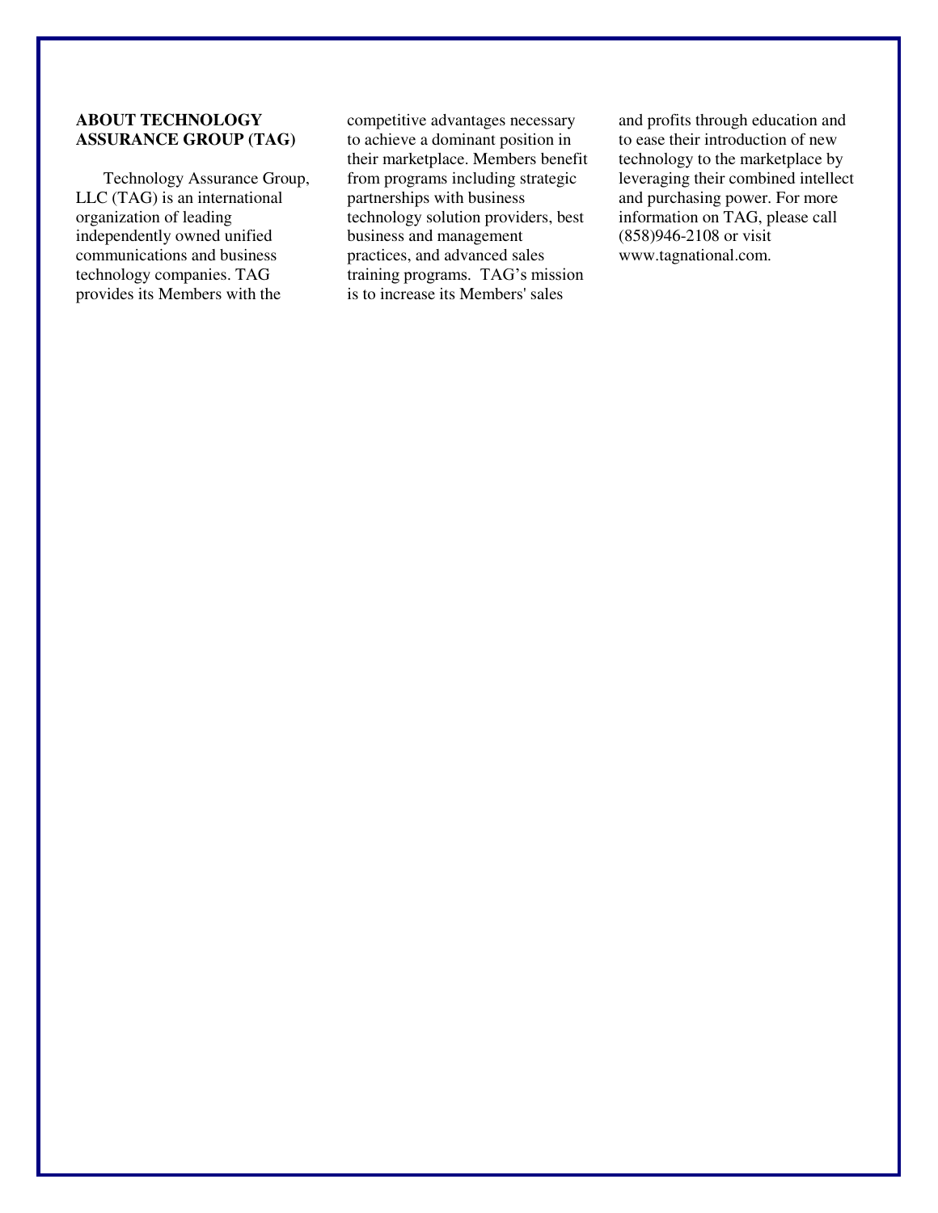**ABOUT TECHNOLOGY ASSURANCE GROUP (TAG)**

Technology Assurance Group, LLC (TAG) is an international organization of leading independently owned unified communications and business technology companies. TAG provides its Members with the competitive advantages necessary to achieve a dominant position in their marketplace. Members benefit from programs including strategic partnerships with business technology solution providers, best business and management practices, and advanced sales training programs. TAG's mission is to increase its Members' sales and profits through education and to ease their introduction of new technology to the marketplace by leveraging their combined intellect and purchasing power. For more information on TAG, please call (858)946-2108 or visit www.tagnational.com.